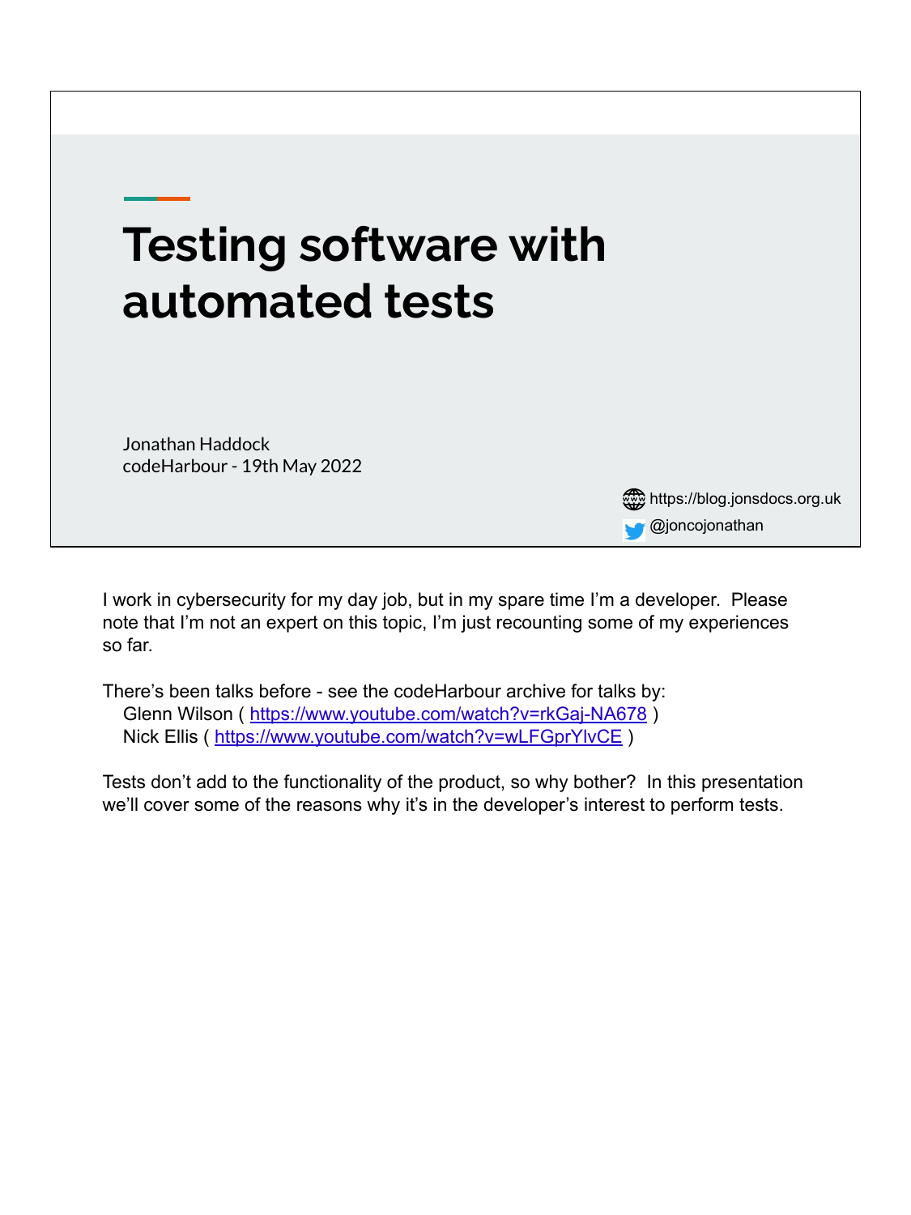# Testing software with automated tests

Jonathan Haddock
codeHarbour - 19th May 2022

https://blog.jonsdocs.org.uk
@joncojonathan

I work in cybersecurity for my day job, but in my spare time I'm a developer. Please note that I'm not an expert on this topic, I'm just recounting some of my experiences so far.

There's been talks before - see the codeHarbour archive for talks by:
- Glenn Wilson ( https://www.youtube.com/watch?v=rkGaj-NA678 )
- Nick Ellis ( https://www.youtube.com/watch?v=wLFGprYlvCE )

Tests don't add to the functionality of the product, so why bother? In this presentation we'll cover some of the reasons why it's in the developer's interest to perform tests.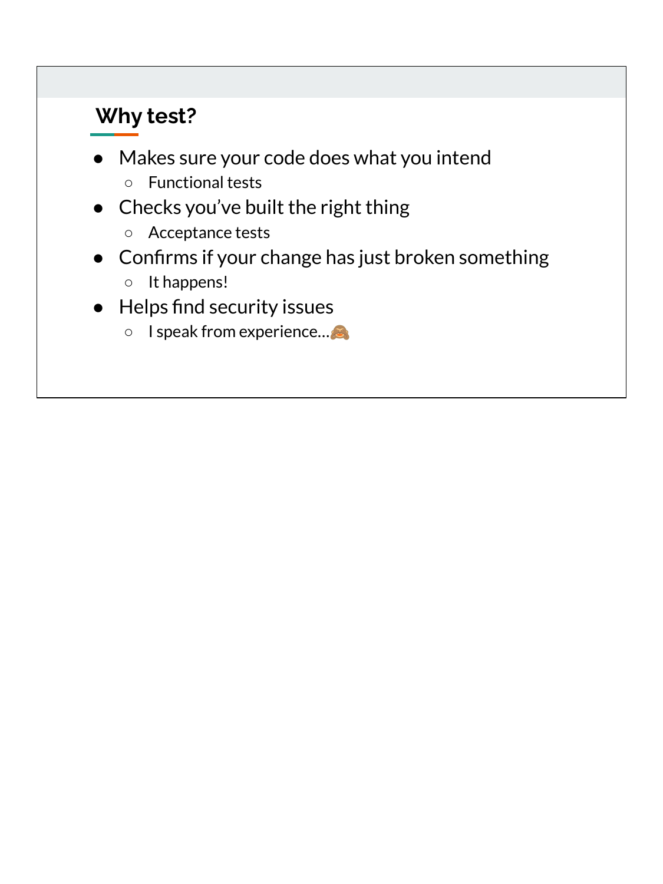## Why test?

- Makes sure your code does what you intend
  - Functional tests
- Checks you've built the right thing
  - Acceptance tests
- Confirms if your change has just broken something
  - It happens!
- Helps find security issues
  - I speak from experience…🙈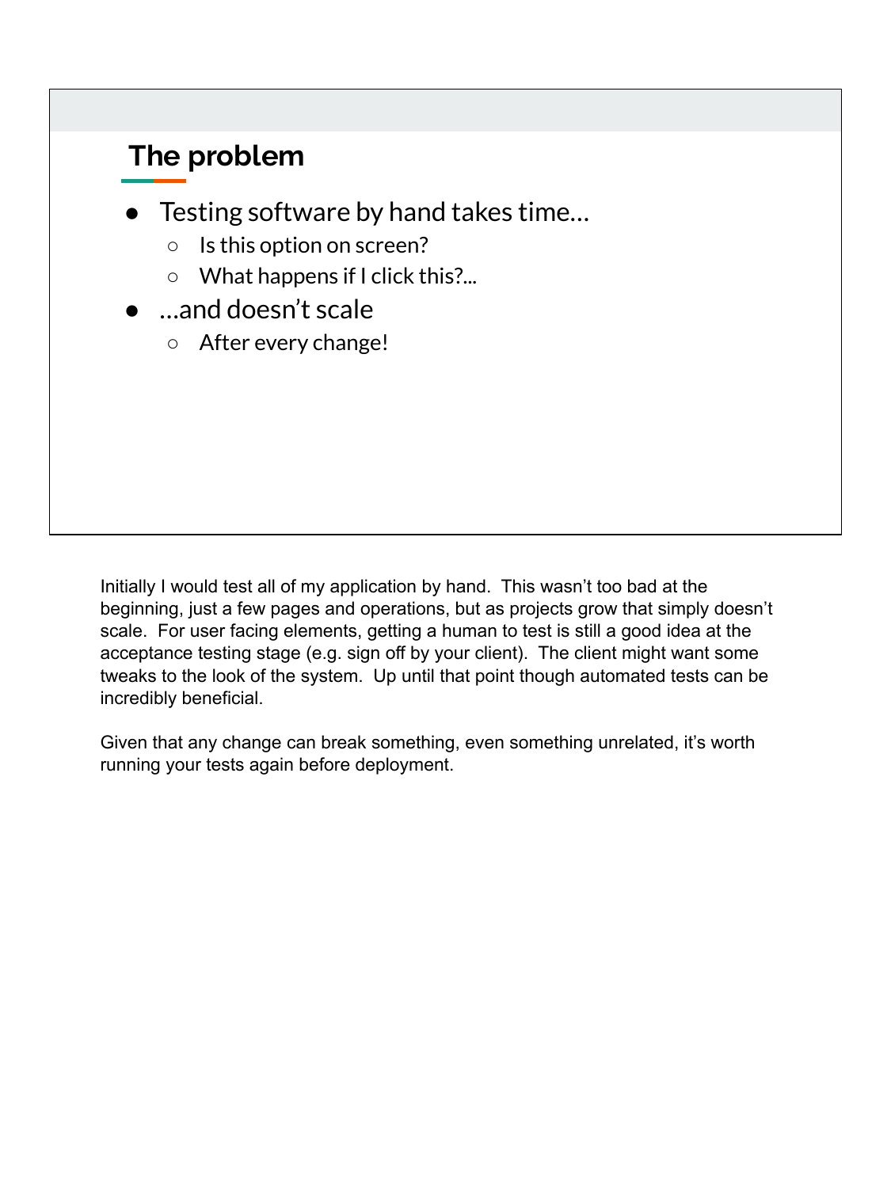## The problem

- Testing software by hand takes time…
  - Is this option on screen?
  - What happens if I click this?...
- …and doesn't scale
  - After every change!

Initially I would test all of my application by hand. This wasn't too bad at the beginning, just a few pages and operations, but as projects grow that simply doesn't scale. For user facing elements, getting a human to test is still a good idea at the acceptance testing stage (e.g. sign off by your client). The client might want some tweaks to the look of the system. Up until that point though automated tests can be incredibly beneficial.

Given that any change can break something, even something unrelated, it's worth running your tests again before deployment.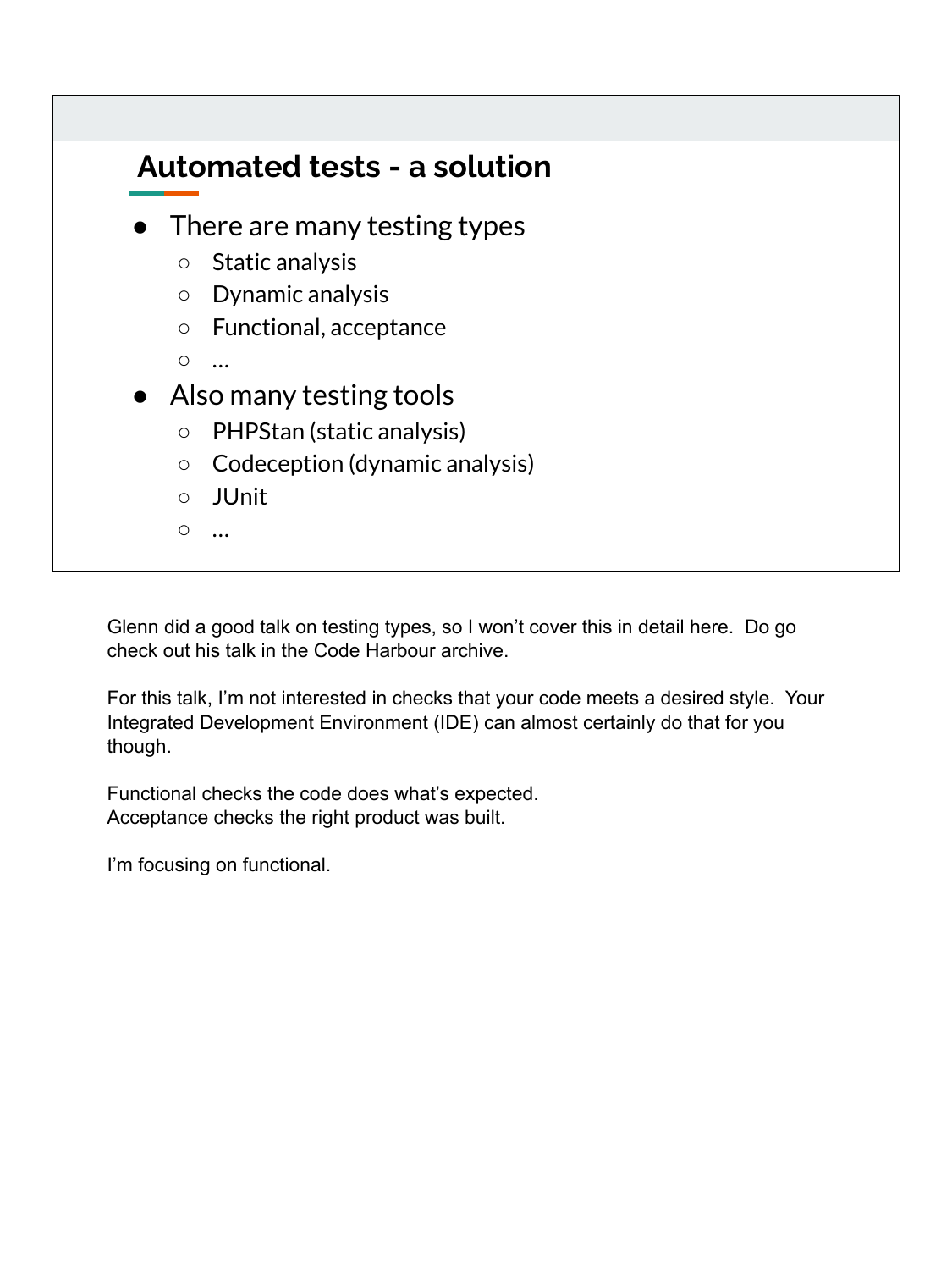## Automated tests - a solution

- There are many testing types
  - Static analysis
  - Dynamic analysis
  - Functional, acceptance
  - …
- Also many testing tools
  - PHPStan (static analysis)
  - Codeception (dynamic analysis)
  - JUnit
  - …

Glenn did a good talk on testing types, so I won't cover this in detail here. Do go check out his talk in the Code Harbour archive.

For this talk, I'm not interested in checks that your code meets a desired style. Your Integrated Development Environment (IDE) can almost certainly do that for you though.

Functional checks the code does what's expected.
Acceptance checks the right product was built.

I'm focusing on functional.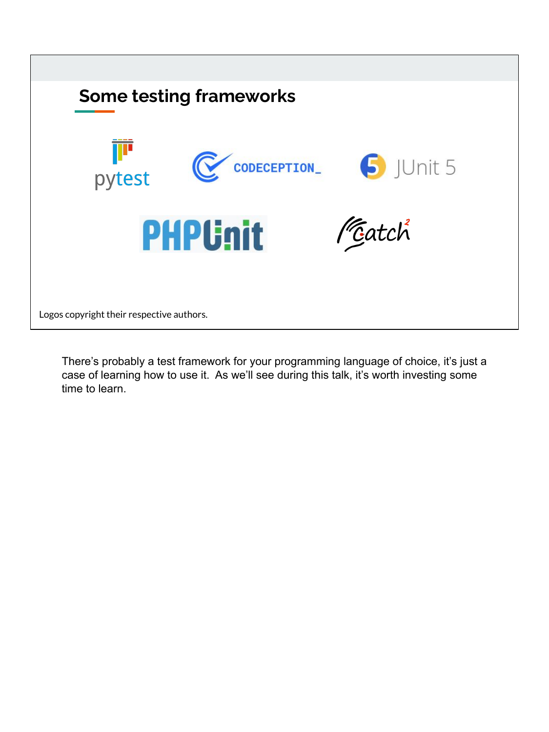## Some testing frameworks

pytest

CODECEPTION_

JUnit 5

PHPUnit

Catch2

Logos copyright their respective authors.

There's probably a test framework for your programming language of choice, it's just a case of learning how to use it. As we'll see during this talk, it's worth investing some time to learn.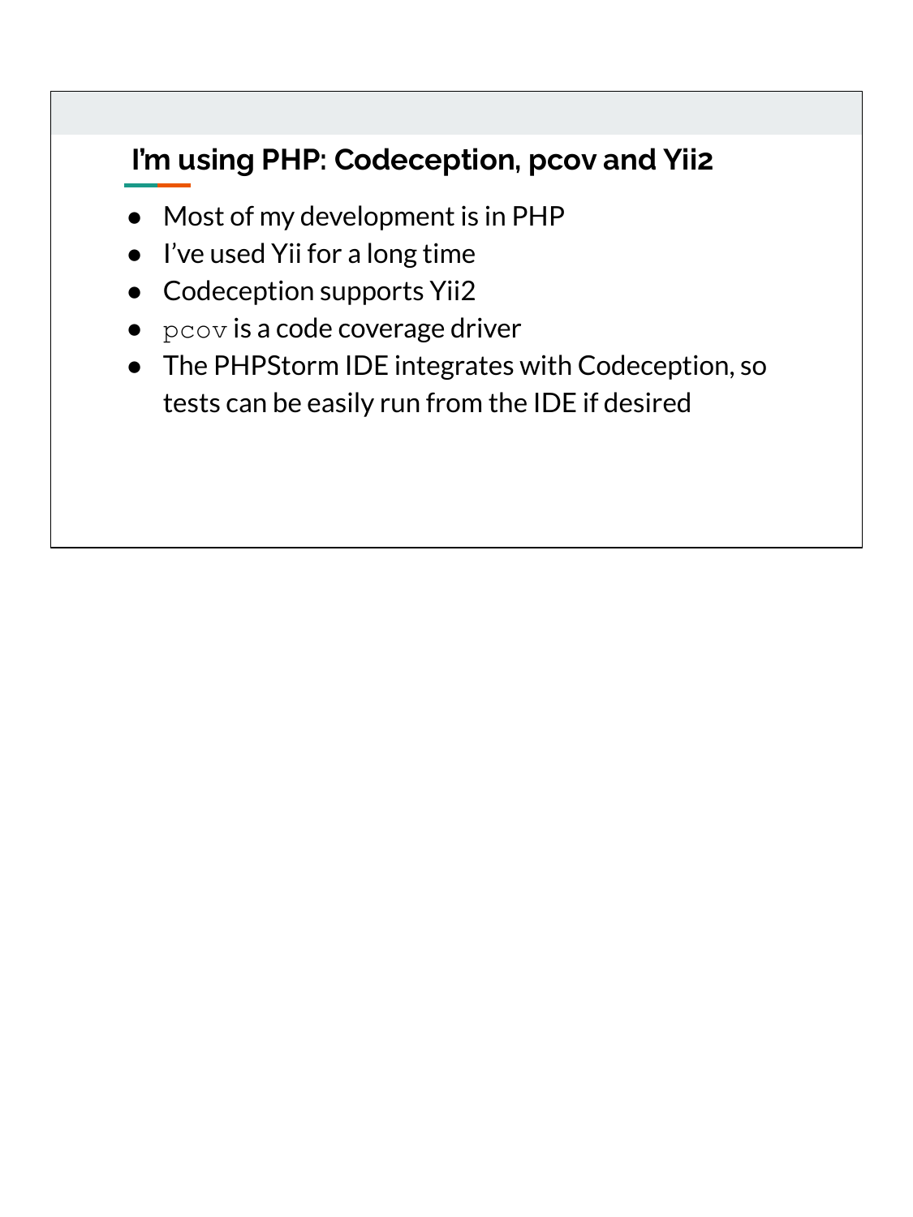## I'm using PHP: Codeception, pcov and Yii2

- Most of my development is in PHP
- I've used Yii for a long time
- Codeception supports Yii2
- `pcov` is a code coverage driver
- The PHPStorm IDE integrates with Codeception, so tests can be easily run from the IDE if desired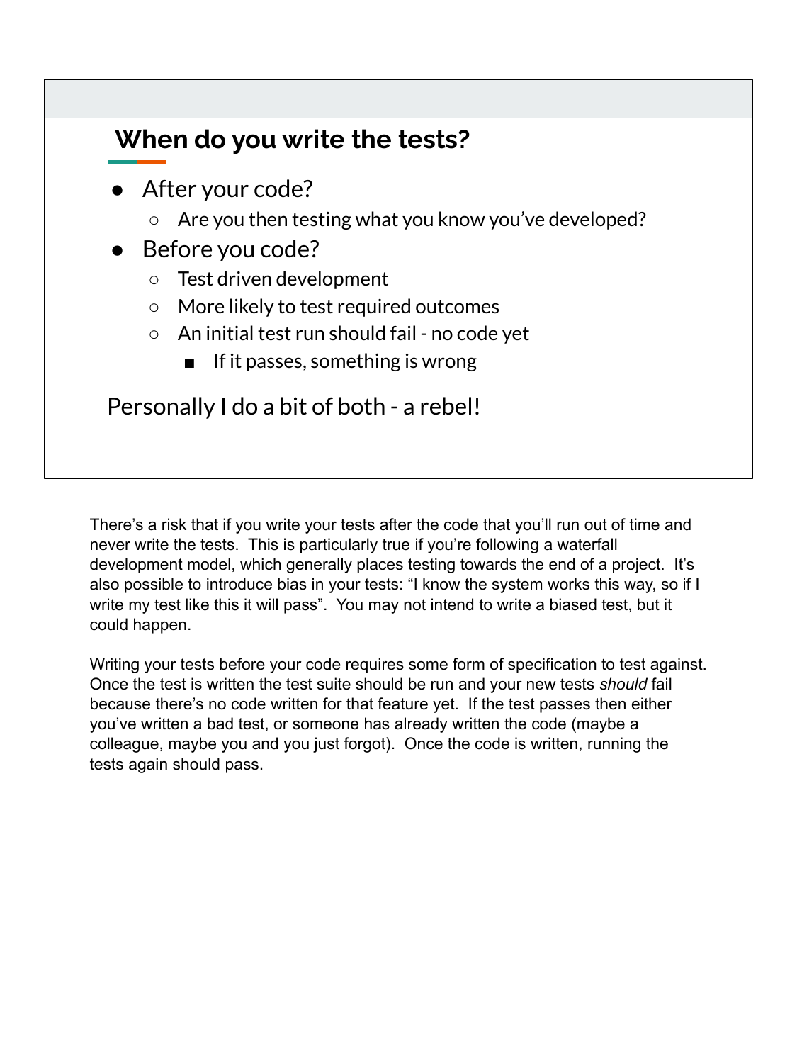## When do you write the tests?

- After your code?
  - Are you then testing what you know you've developed?
- Before you code?
  - Test driven development
  - More likely to test required outcomes
  - An initial test run should fail - no code yet
    - If it passes, something is wrong

Personally I do a bit of both - a rebel!

There's a risk that if you write your tests after the code that you'll run out of time and never write the tests. This is particularly true if you're following a waterfall development model, which generally places testing towards the end of a project. It's also possible to introduce bias in your tests: "I know the system works this way, so if I write my test like this it will pass". You may not intend to write a biased test, but it could happen.

Writing your tests before your code requires some form of specification to test against. Once the test is written the test suite should be run and your new tests *should* fail because there's no code written for that feature yet. If the test passes then either you've written a bad test, or someone has already written the code (maybe a colleague, maybe you and you just forgot). Once the code is written, running the tests again should pass.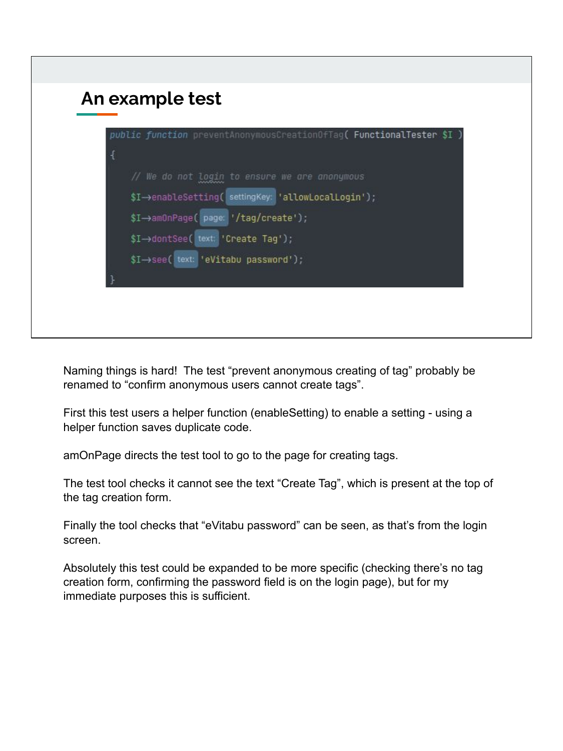## An example test

```php
public function preventAnonymousCreationOfTag( FunctionalTester $I )
{
    // We do not login to ensure we are anonymous
    $I->enableSetting( settingKey: 'allowLocalLogin');
    $I->amOnPage( page: '/tag/create');
    $I->dontSee( text: 'Create Tag');
    $I->see( text: 'eVitabu password');
}
```

Naming things is hard! The test “prevent anonymous creating of tag” probably be renamed to “confirm anonymous users cannot create tags”.

First this test users a helper function (enableSetting) to enable a setting - using a helper function saves duplicate code.

amOnPage directs the test tool to go to the page for creating tags.

The test tool checks it cannot see the text “Create Tag”, which is present at the top of the tag creation form.

Finally the tool checks that “eVitabu password” can be seen, as that’s from the login screen.

Absolutely this test could be expanded to be more specific (checking there’s no tag creation form, confirming the password field is on the login page), but for my immediate purposes this is sufficient.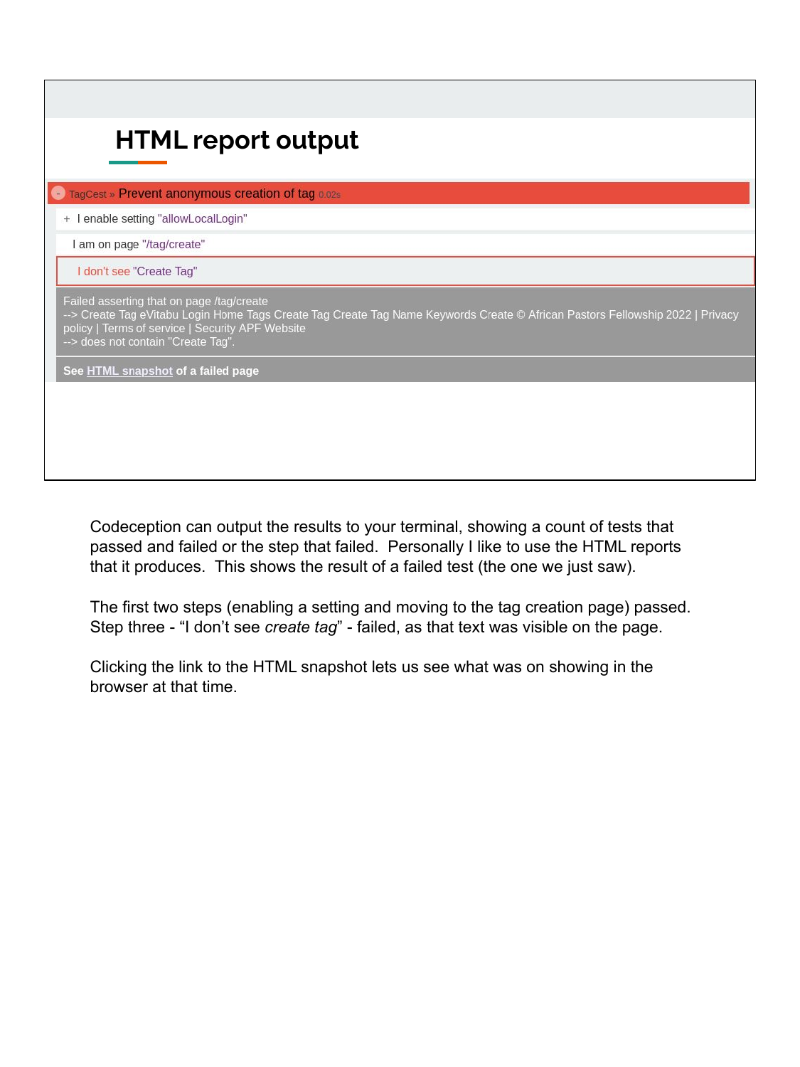## HTML report output

- TagCest » Prevent anonymous creation of tag 0.02s

+ I enable setting "allowLocalLogin"

I am on page "/tag/create"

I don't see "Create Tag"

Failed asserting that on page /tag/create
--> Create Tag eVitabu Login Home Tags Create Tag Create Tag Name Keywords Create © African Pastors Fellowship 2022 | Privacy policy | Terms of service | Security APF Website
--> does not contain "Create Tag".

**See HTML snapshot of a failed page**

Codeception can output the results to your terminal, showing a count of tests that passed and failed or the step that failed. Personally I like to use the HTML reports that it produces. This shows the result of a failed test (the one we just saw).

The first two steps (enabling a setting and moving to the tag creation page) passed. Step three - “I don’t see *create tag*” - failed, as that text was visible on the page.

Clicking the link to the HTML snapshot lets us see what was on showing in the browser at that time.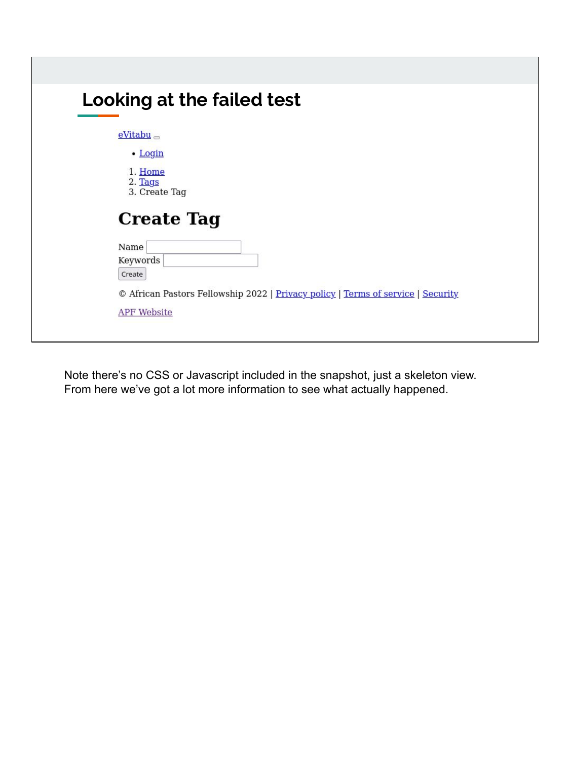## Looking at the failed test

eVitabu

- Login

1. Home
2. Tags
3. Create Tag

# Create Tag

Name

Keywords

Create

© African Pastors Fellowship 2022 | Privacy policy | Terms of service | Security

APF Website

Note there's no CSS or Javascript included in the snapshot, just a skeleton view. From here we've got a lot more information to see what actually happened.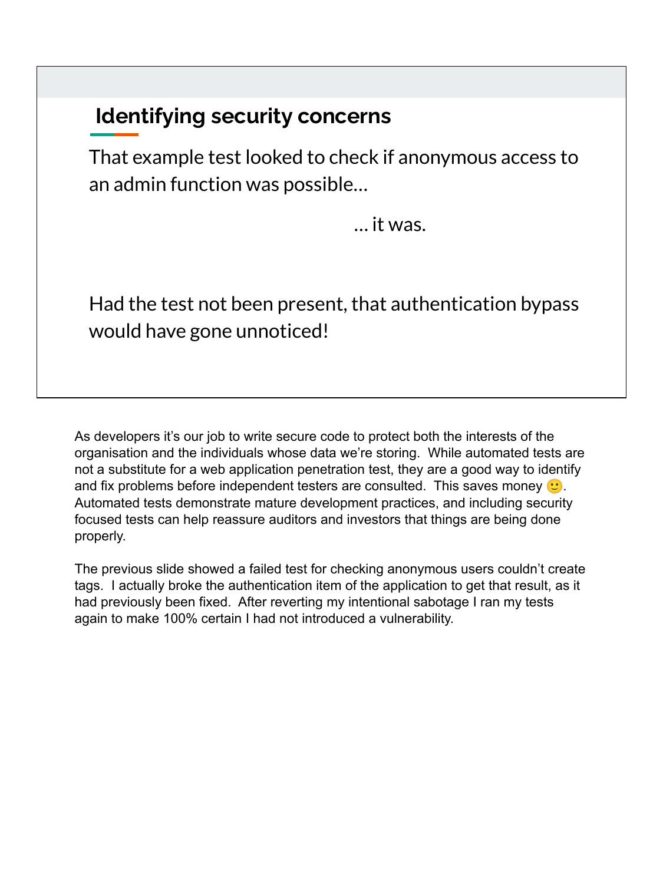## Identifying security concerns

That example test looked to check if anonymous access to an admin function was possible…

… it was.

Had the test not been present, that authentication bypass would have gone unnoticed!

As developers it's our job to write secure code to protect both the interests of the organisation and the individuals whose data we're storing. While automated tests are not a substitute for a web application penetration test, they are a good way to identify and fix problems before independent testers are consulted. This saves money 🙂. Automated tests demonstrate mature development practices, and including security focused tests can help reassure auditors and investors that things are being done properly.

The previous slide showed a failed test for checking anonymous users couldn't create tags. I actually broke the authentication item of the application to get that result, as it had previously been fixed. After reverting my intentional sabotage I ran my tests again to make 100% certain I had not introduced a vulnerability.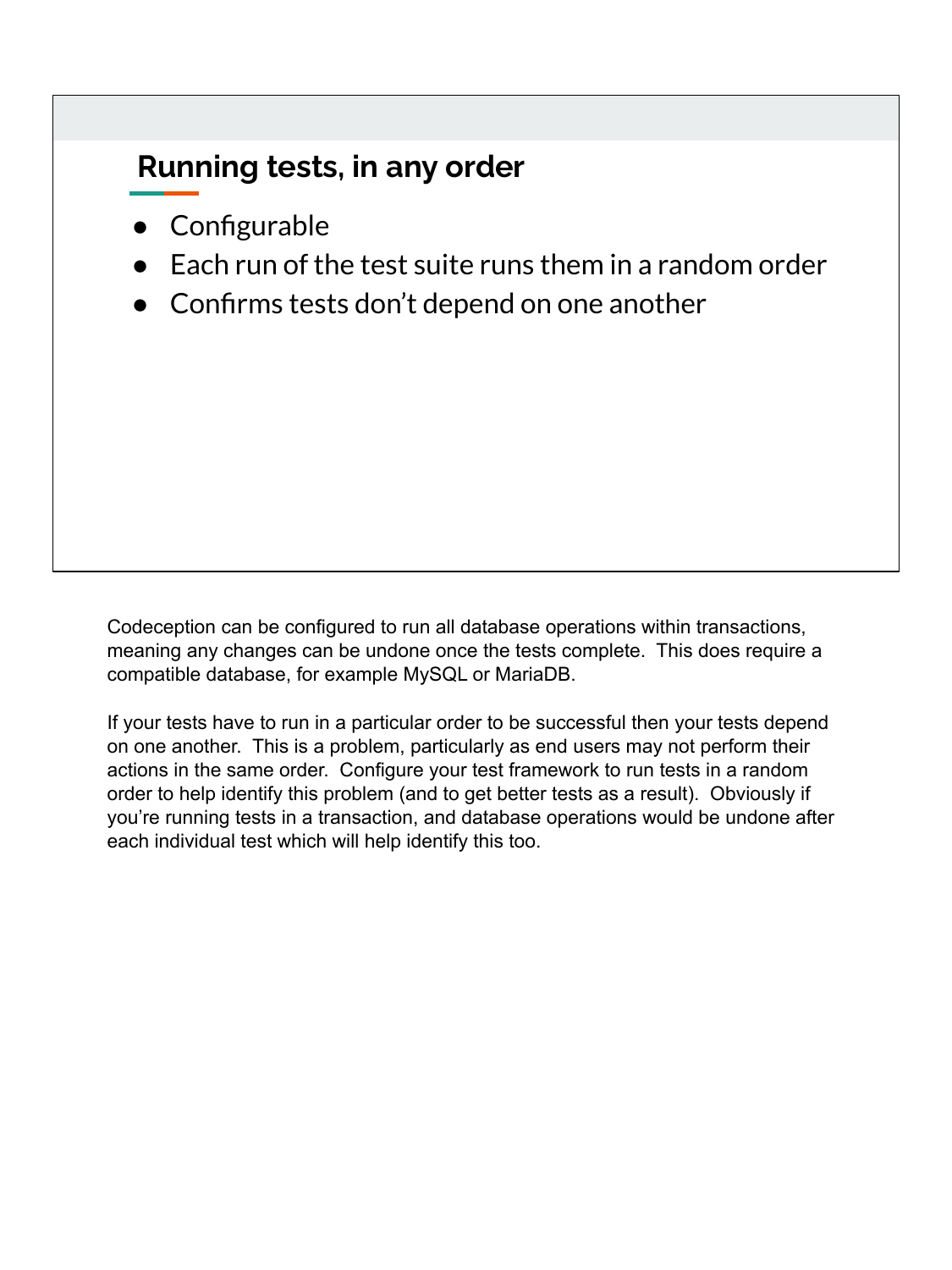## Running tests, in any order

- Configurable
- Each run of the test suite runs them in a random order
- Confirms tests don't depend on one another

Codeception can be configured to run all database operations within transactions, meaning any changes can be undone once the tests complete. This does require a compatible database, for example MySQL or MariaDB.

If your tests have to run in a particular order to be successful then your tests depend on one another. This is a problem, particularly as end users may not perform their actions in the same order. Configure your test framework to run tests in a random order to help identify this problem (and to get better tests as a result). Obviously if you're running tests in a transaction, and database operations would be undone after each individual test which will help identify this too.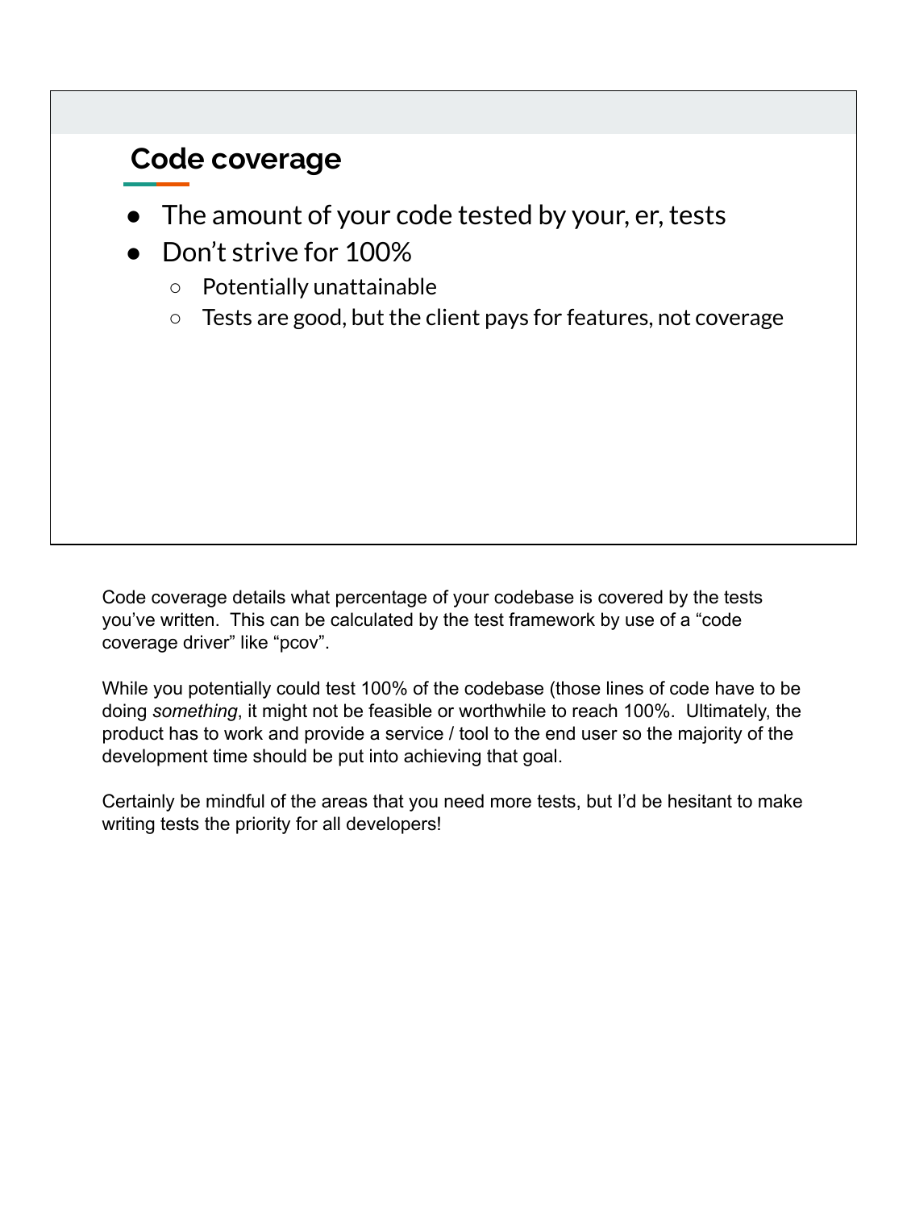## Code coverage

- The amount of your code tested by your, er, tests
- Don't strive for 100%
  - Potentially unattainable
  - Tests are good, but the client pays for features, not coverage

Code coverage details what percentage of your codebase is covered by the tests you've written. This can be calculated by the test framework by use of a "code coverage driver" like "pcov".

While you potentially could test 100% of the codebase (those lines of code have to be doing *something*, it might not be feasible or worthwhile to reach 100%. Ultimately, the product has to work and provide a service / tool to the end user so the majority of the development time should be put into achieving that goal.

Certainly be mindful of the areas that you need more tests, but I'd be hesitant to make writing tests the priority for all developers!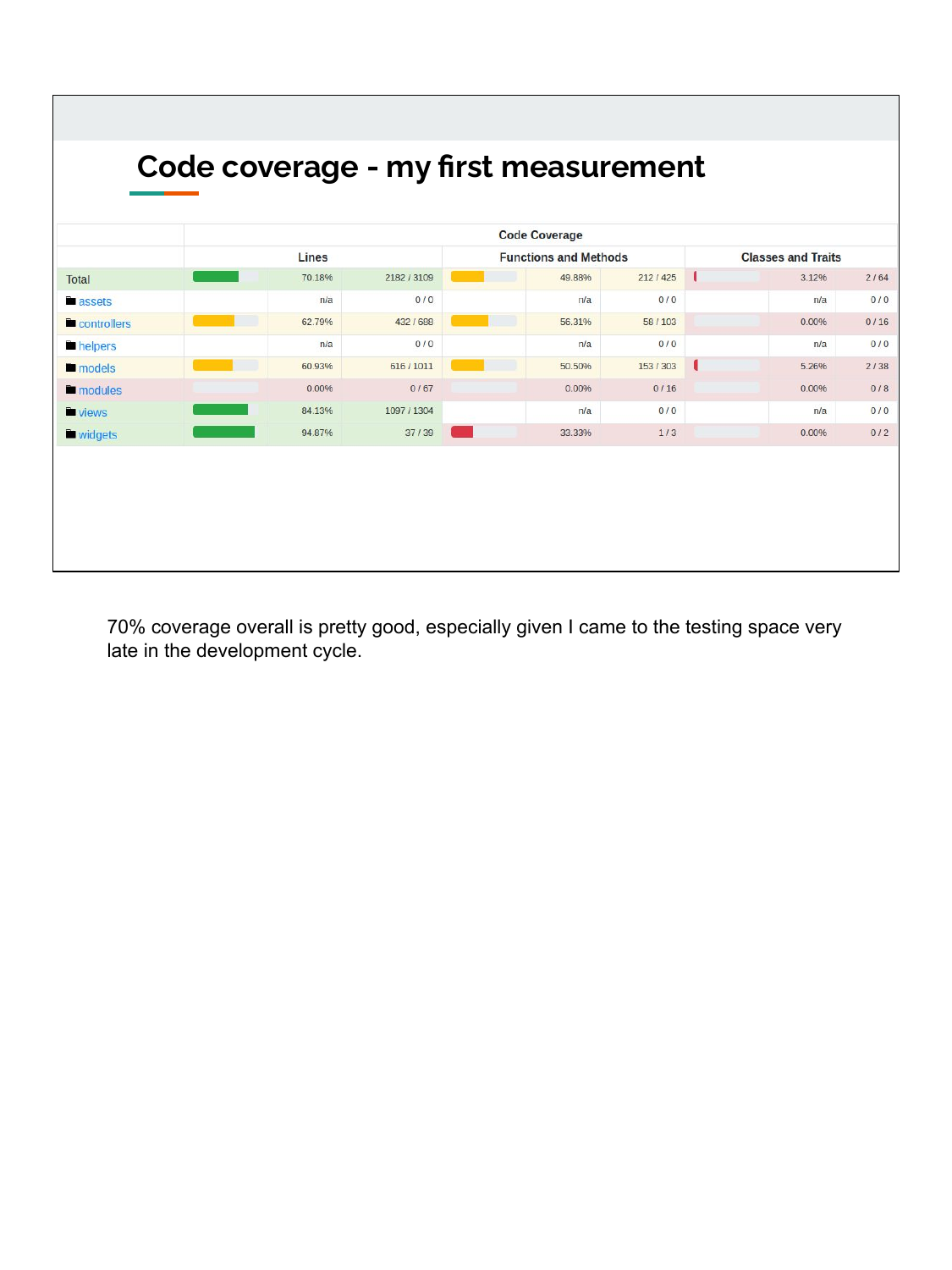# Code coverage - my first measurement

| | Code Coverage | | | | | | | | |
|---|---|---|---|---|---|---|---|---|---|
| | Lines | | | Functions and Methods | | | Classes and Traits | | |
| Total | | 70.18% | 2182 / 3109 | | 49.88% | 212 / 425 | | 3.12% | 2 / 64 |
| assets | | n/a | 0 / 0 | | n/a | 0 / 0 | | n/a | 0 / 0 |
| controllers | | 62.79% | 432 / 688 | | 56.31% | 58 / 103 | | 0.00% | 0 / 16 |
| helpers | | n/a | 0 / 0 | | n/a | 0 / 0 | | n/a | 0 / 0 |
| models | | 60.93% | 616 / 1011 | | 50.50% | 153 / 303 | | 5.26% | 2 / 38 |
| modules | | 0.00% | 0 / 67 | | 0.00% | 0 / 16 | | 0.00% | 0 / 8 |
| views | | 84.13% | 1097 / 1304 | | n/a | 0 / 0 | | n/a | 0 / 0 |
| widgets | | 94.87% | 37 / 39 | | 33.33% | 1 / 3 | | 0.00% | 0 / 2 |

70% coverage overall is pretty good, especially given I came to the testing space very late in the development cycle.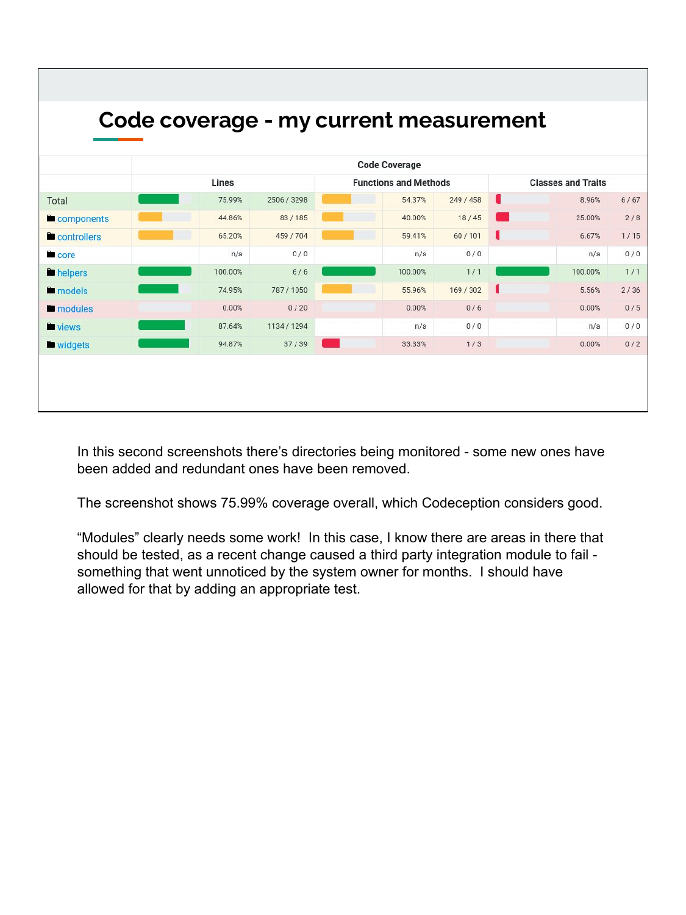# Code coverage - my current measurement

| | Code Coverage | | | | | |
|---|---|---|---|---|---|---|
| | Lines | | Functions and Methods | | Classes and Traits | |
| Total | 75.99% | 2506 / 3298 | 54.37% | 249 / 458 | 8.96% | 6 / 67 |
| components | 44.86% | 83 / 185 | 40.00% | 18 / 45 | 25.00% | 2 / 8 |
| controllers | 65.20% | 459 / 704 | 59.41% | 60 / 101 | 6.67% | 1 / 15 |
| core | n/a | 0 / 0 | n/a | 0 / 0 | n/a | 0 / 0 |
| helpers | 100.00% | 6 / 6 | 100.00% | 1 / 1 | 100.00% | 1 / 1 |
| models | 74.95% | 787 / 1050 | 55.96% | 169 / 302 | 5.56% | 2 / 36 |
| modules | 0.00% | 0 / 20 | 0.00% | 0 / 6 | 0.00% | 0 / 5 |
| views | 87.64% | 1134 / 1294 | n/a | 0 / 0 | n/a | 0 / 0 |
| widgets | 94.87% | 37 / 39 | 33.33% | 1 / 3 | 0.00% | 0 / 2 |

In this second screenshots there's directories being monitored - some new ones have been added and redundant ones have been removed.

The screenshot shows 75.99% coverage overall, which Codeception considers good.

"Modules" clearly needs some work! In this case, I know there are areas in there that should be tested, as a recent change caused a third party integration module to fail - something that went unnoticed by the system owner for months. I should have allowed for that by adding an appropriate test.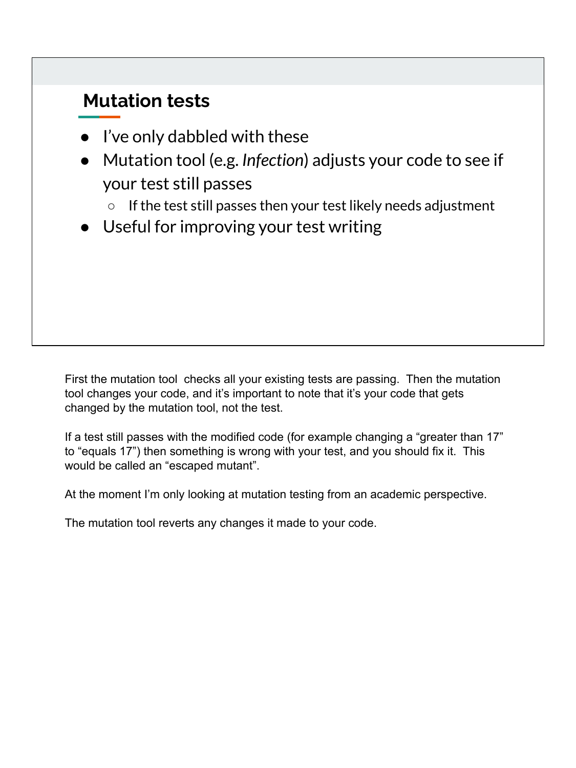## Mutation tests

- I've only dabbled with these
- Mutation tool (e.g. *Infection*) adjusts your code to see if your test still passes
    - If the test still passes then your test likely needs adjustment
- Useful for improving your test writing

First the mutation tool  checks all your existing tests are passing.  Then the mutation tool changes your code, and it's important to note that it's your code that gets changed by the mutation tool, not the test.

If a test still passes with the modified code (for example changing a "greater than 17" to "equals 17") then something is wrong with your test, and you should fix it.  This would be called an "escaped mutant".

At the moment I'm only looking at mutation testing from an academic perspective.

The mutation tool reverts any changes it made to your code.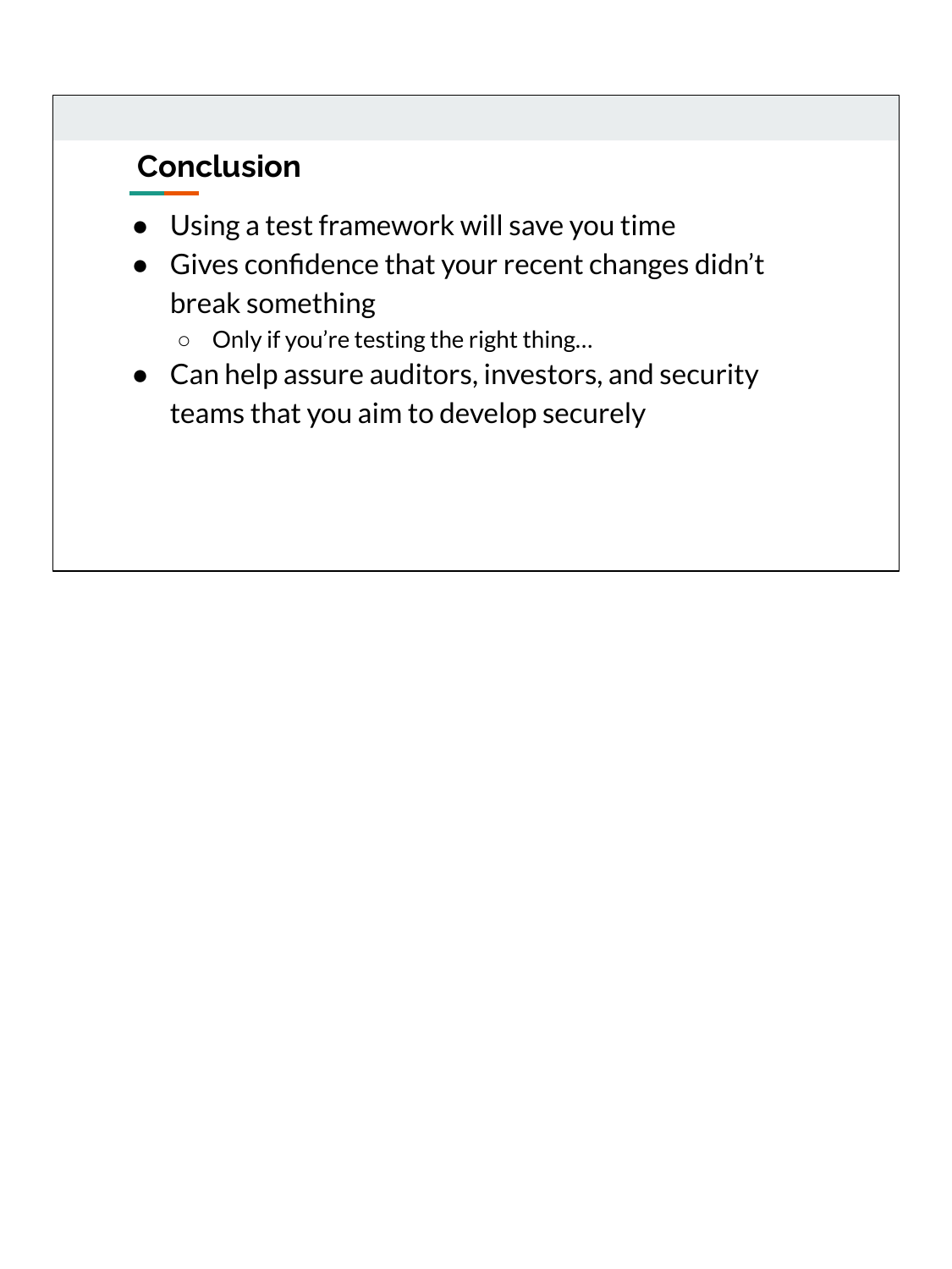## Conclusion

- Using a test framework will save you time
- Gives confidence that your recent changes didn't break something
  - Only if you're testing the right thing…
- Can help assure auditors, investors, and security teams that you aim to develop securely